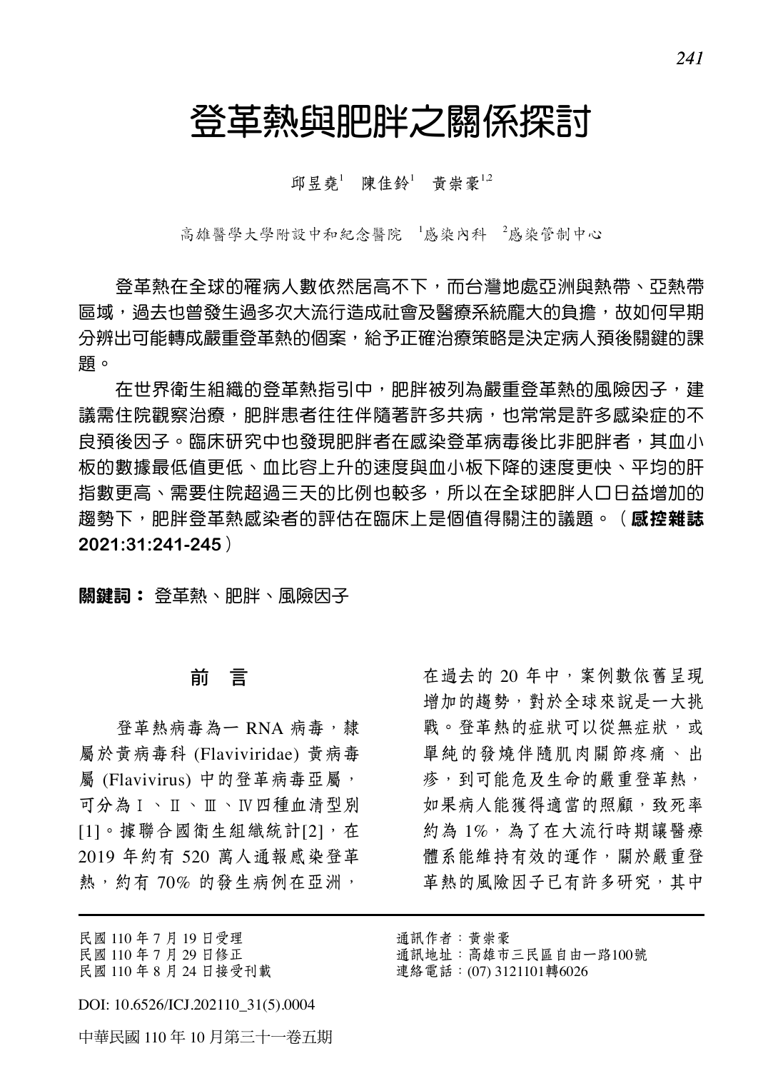# 登革熱與肥胖之關係探討

邱昱堯[1]　陳佳鈴[1]　黃崇豪[1,2]

高雄醫學大學附設中和紀念醫院　[1]感染內科　[2]感染管制中心

登革熱在全球的罹病人數依然居高不下，而台灣地處亞洲與熱帶、亞熱帶區域，過去也曾發生過多次大流行造成社會及醫療系統龐大的負擔，故如何早期分辨出可能轉成嚴重登革熱的個案，給予正確治療策略是決定病人預後關鍵的課題。

在世界衛生組織的登革熱指引中，肥胖被列為嚴重登革熱的風險因子，建議需住院觀察治療，肥胖患者往往伴隨著許多共病，也常常是許多感染症的不良預後因子。臨床研究中也發現肥胖者在感染登革病毒後比非肥胖者，其血小板的數據最低值更低、血比容上升的速度與血小板下降的速度更快、平均的肝指數更高、需要住院超過三天的比例也較多，所以在全球肥胖人口日益增加的趨勢下，肥胖登革熱感染者的評估在臨床上是個值得關注的議題。（**感控雜誌 2021:31:241-245**）

**關鍵詞：** 登革熱、肥胖、風險因子

## 前　言

登革熱病毒為一 RNA 病毒，隸屬於黃病毒科 (Flaviviridae) 黃病毒屬 (Flavivirus) 中的登革病毒亞屬，可分為Ⅰ、Ⅱ、Ⅲ、Ⅳ四種血清型別[1]。據聯合國衛生組織統計[2]，在 2019 年約有 520 萬人通報感染登革熱，約有 70% 的發生病例在亞洲，在過去的 20 年中，案例數依舊呈現增加的趨勢，對於全球來說是一大挑戰。登革熱的症狀可以從無症狀，或單純的發燒伴隨肌肉關節疼痛、出疹，到可能危及生命的嚴重登革熱，如果病人能獲得適當的照顧，致死率約為 1%，為了在大流行時期讓醫療體系能維持有效的運作，關於嚴重登革熱的風險因子已有許多研究，其中

民國 110 年 7 月 19 日受理
民國 110 年 7 月 29 日修正
民國 110 年 8 月 24 日接受刊載

通訊作者：黃崇豪
通訊地址：高雄市三民區自由一路100號
連絡電話：(07) 3121101轉6026

DOI: 10.6526/ICJ.202110_31(5).0004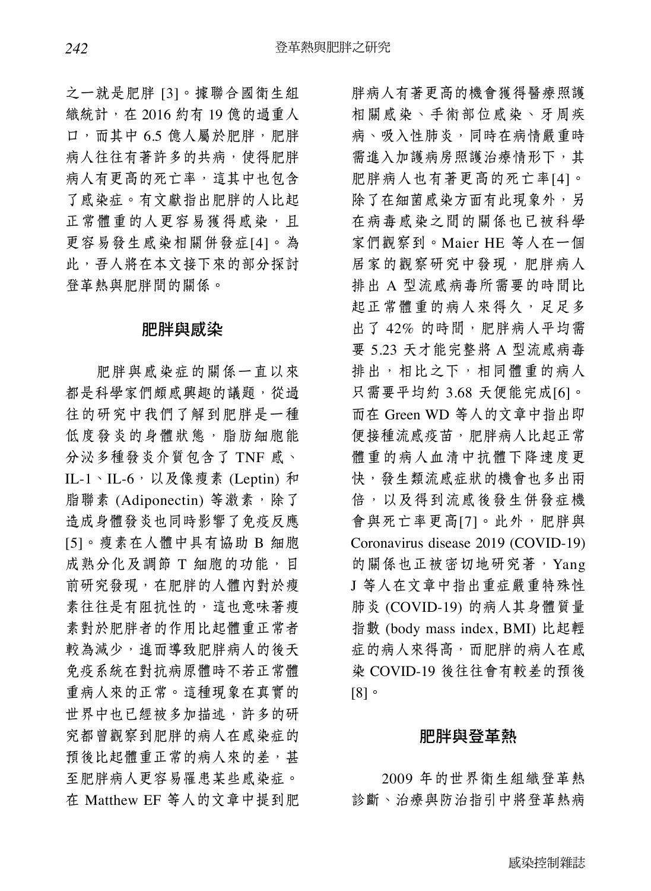之一就是肥胖 [3]。據聯合國衛生組織統計，在 2016 約有 19 億的過重人口，而其中 6.5 億人屬於肥胖，肥胖病人往往有著許多的共病，使得肥胖病人有更高的死亡率，這其中也包含了感染症。有文獻指出肥胖的人比起正常體重的人更容易獲得感染，且更容易發生感染相關併發症[4]。為此，吾人將在本文接下來的部分探討登革熱與肥胖間的關係。

## 肥胖與感染

肥胖與感染症的關係一直以來都是科學家們頗感興趣的議題，從過往的研究中我們了解到肥胖是一種低度發炎的身體狀態，脂肪細胞能分泌多種發炎介質包含了 TNF 感、IL-1、IL-6，以及像瘦素 (Leptin) 和脂聯素 (Adiponectin) 等激素，除了造成身體發炎也同時影響了免疫反應[5]。瘦素在人體中具有協助 B 細胞成熟分化及調節 T 細胞的功能，目前研究發現，在肥胖的人體內對於瘦素往往是有阻抗性的，這也意味著瘦素對於肥胖者的作用比起體重正常者較為減少，進而導致肥胖病人的後天免疫系統在對抗病原體時不若正常體重病人來的正常。這種現象在真實的世界中也已經被多加描述，許多的研究都曾觀察到肥胖的病人在感染症的預後比起體重正常的病人來的差，甚至肥胖病人更容易罹患某些感染症。在 Matthew EF 等人的文章中提到肥胖病人有著更高的機會獲得醫療照護相關感染、手術部位感染、牙周疾病、吸入性肺炎，同時在病情嚴重時需進入加護病房照護治療情形下，其肥胖病人也有著更高的死亡率[4]。除了在細菌感染方面有此現象外，另在病毒感染之間的關係也已被科學家們觀察到。Maier HE 等人在一個居家的觀察研究中發現，肥胖病人排出 A 型流感病毒所需要的時間比起正常體重的病人來得久，足足多出了 42% 的時間，肥胖病人平均需要 5.23 天才能完整將 A 型流感病毒排出，相比之下，相同體重的病人只需要平均約 3.68 天便能完成[6]。而在 Green WD 等人的文章中指出即便接種流感疫苗，肥胖病人比起正常體重的病人血清中抗體下降速度更快，發生類流感症狀的機會也多出兩倍，以及得到流感後發生併發症機會與死亡率更高[7]。此外，肥胖與 Coronavirus disease 2019 (COVID-19) 的關係也正被密切地研究著，Yang J 等人在文章中指出重症嚴重特殊性肺炎 (COVID-19) 的病人其身體質量指數 (body mass index, BMI) 比起輕症的病人來得高，而肥胖的病人在感染 COVID-19 後往往會有較差的預後[8]。

## 肥胖與登革熱

2009 年的世界衛生組織登革熱診斷、治療與防治指引中將登革熱病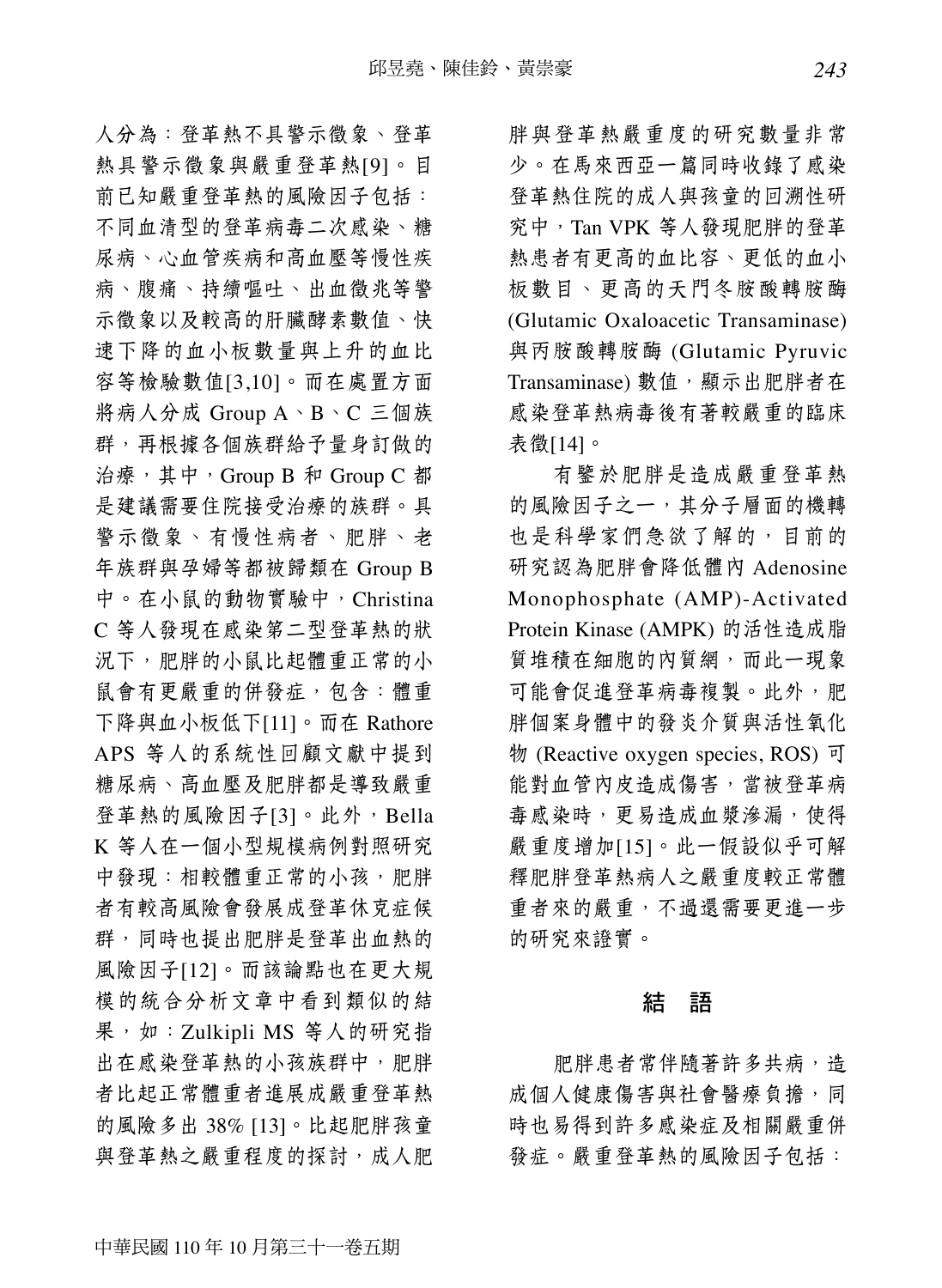人分為：登革熱不具警示徵象、登革熱具警示徵象與嚴重登革熱[9]。目前已知嚴重登革熱的風險因子包括：不同血清型的登革病毒二次感染、糖尿病、心血管疾病和高血壓等慢性疾病、腹痛、持續嘔吐、出血徵兆等警示徵象以及較高的肝臟酵素數值、快速下降的血小板數量與上升的血比容等檢驗數值[3,10]。而在處置方面將病人分成 Group A、B、C 三個族群，再根據各個族群給予量身訂做的治療，其中，Group B 和 Group C 都是建議需要住院接受治療的族群。具警示徵象、有慢性病者、肥胖、老年族群與孕婦等都被歸類在 Group B 中。在小鼠的動物實驗中，Christina C 等人發現在感染第二型登革熱的狀況下，肥胖的小鼠比起體重正常的小鼠會有更嚴重的併發症，包含：體重下降與血小板低下[11]。而在 Rathore APS 等人的系統性回顧文獻中提到糖尿病、高血壓及肥胖都是導致嚴重登革熱的風險因子[3]。此外，Bella K 等人在一個小型規模病例對照研究中發現：相較體重正常的小孩，肥胖者有較高風險會發展成登革休克症候群，同時也提出肥胖是登革出血熱的風險因子[12]。而該論點也在更大規模的統合分析文章中看到類似的結果，如：Zulkipli MS 等人的研究指出在感染登革熱的小孩族群中，肥胖者比起正常體重者進展成嚴重登革熱的風險多出 38% [13]。比起肥胖孩童與登革熱之嚴重程度的探討，成人肥胖與登革熱嚴重度的研究數量非常少。在馬來西亞一篇同時收錄了感染登革熱住院的成人與孩童的回溯性研究中，Tan VPK 等人發現肥胖的登革熱患者有更高的血比容、更低的血小板數目、更高的天門冬胺酸轉胺酶 (Glutamic Oxaloacetic Transaminase) 與丙胺酸轉胺酶 (Glutamic Pyruvic Transaminase) 數值，顯示出肥胖者在感染登革熱病毒後有著較嚴重的臨床表徵[14]。

有鑒於肥胖是造成嚴重登革熱的風險因子之一，其分子層面的機轉也是科學家們急欲了解的，目前的研究認為肥胖會降低體內 Adenosine Monophosphate (AMP)-Activated Protein Kinase (AMPK) 的活性造成脂質堆積在細胞的內質網，而此一現象可能會促進登革病毒複製。此外，肥胖個案身體中的發炎介質與活性氧化物 (Reactive oxygen species, ROS) 可能對血管內皮造成傷害，當被登革病毒感染時，更易造成血漿滲漏，使得嚴重度增加[15]。此一假設似乎可解釋肥胖登革熱病人之嚴重度較正常體重者來的嚴重，不過還需要更進一步的研究來證實。

## 結　語

肥胖患者常伴隨著許多共病，造成個人健康傷害與社會醫療負擔，同時也易得到許多感染症及相關嚴重併發症。嚴重登革熱的風險因子包括：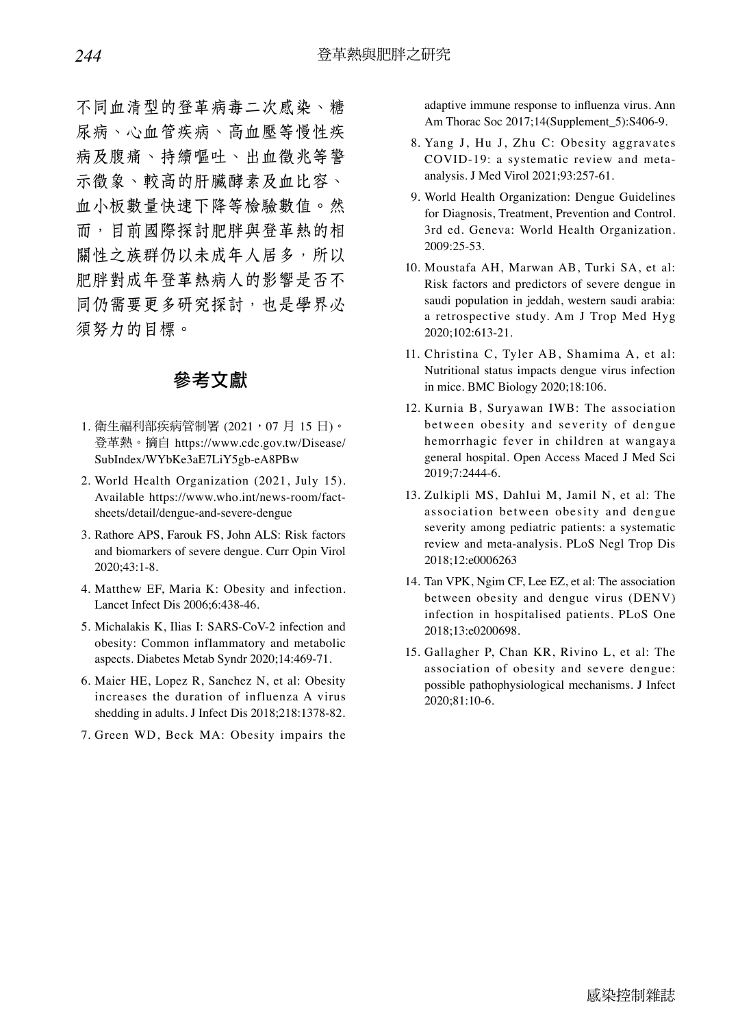不同血清型的登革病毒二次感染、糖尿病、心血管疾病、高血壓等慢性疾病及腹痛、持續嘔吐、出血徵兆等警示徵象、較高的肝臟酵素及血比容、血小板數量快速下降等檢驗數值。然而，目前國際探討肥胖與登革熱的相關性之族群仍以未成年人居多，所以肥胖對成年登革熱病人的影響是否不同仍需要更多研究探討，也是學界必須努力的目標。

## 參考文獻

1. 衛生福利部疾病管制署 (2021，07 月 15 日)。登革熱。摘自 https://www.cdc.gov.tw/Disease/SubIndex/WYbKe3aE7LiY5gb-eA8PBw
2. World Health Organization (2021, July 15). Available https://www.who.int/news-room/fact-sheets/detail/dengue-and-severe-dengue
3. Rathore APS, Farouk FS, John ALS: Risk factors and biomarkers of severe dengue. Curr Opin Virol 2020;43:1-8.
4. Matthew EF, Maria K: Obesity and infection. Lancet Infect Dis 2006;6:438-46.
5. Michalakis K, Ilias I: SARS-CoV-2 infection and obesity: Common inflammatory and metabolic aspects. Diabetes Metab Syndr 2020;14:469-71.
6. Maier HE, Lopez R, Sanchez N, et al: Obesity increases the duration of influenza A virus shedding in adults. J Infect Dis 2018;218:1378-82.
7. Green WD, Beck MA: Obesity impairs the adaptive immune response to influenza virus. Ann Am Thorac Soc 2017;14(Supplement_5):S406-9.
8. Yang J, Hu J, Zhu C: Obesity aggravates COVID-19: a systematic review and meta-analysis. J Med Virol 2021;93:257-61.
9. World Health Organization: Dengue Guidelines for Diagnosis, Treatment, Prevention and Control. 3rd ed. Geneva: World Health Organization. 2009:25-53.
10. Moustafa AH, Marwan AB, Turki SA, et al: Risk factors and predictors of severe dengue in saudi population in jeddah, western saudi arabia: a retrospective study. Am J Trop Med Hyg 2020;102:613-21.
11. Christina C, Tyler AB, Shamima A, et al: Nutritional status impacts dengue virus infection in mice. BMC Biology 2020;18:106.
12. Kurnia B, Suryawan IWB: The association between obesity and severity of dengue hemorrhagic fever in children at wangaya general hospital. Open Access Maced J Med Sci 2019;7:2444-6.
13. Zulkipli MS, Dahlui M, Jamil N, et al: The association between obesity and dengue severity among pediatric patients: a systematic review and meta-analysis. PLoS Negl Trop Dis 2018;12:e0006263
14. Tan VPK, Ngim CF, Lee EZ, et al: The association between obesity and dengue virus (DENV) infection in hospitalised patients. PLoS One 2018;13:e0200698.
15. Gallagher P, Chan KR, Rivino L, et al: The association of obesity and severe dengue: possible pathophysiological mechanisms. J Infect 2020;81:10-6.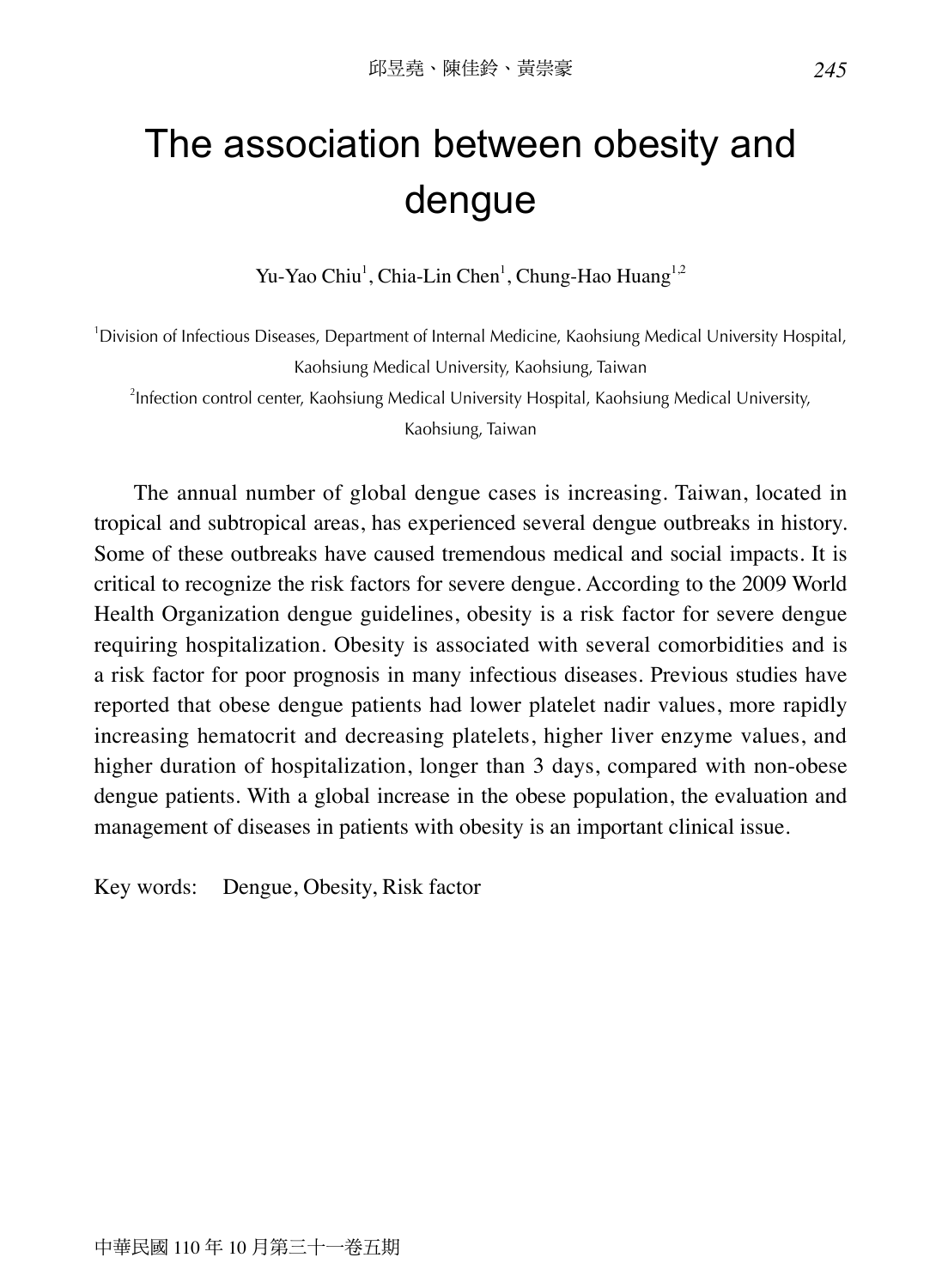# The association between obesity and dengue

Yu-Yao Chiu[1], Chia-Lin Chen[1], Chung-Hao Huang[1,2]

[1]Division of Infectious Diseases, Department of Internal Medicine, Kaohsiung Medical University Hospital, Kaohsiung Medical University, Kaohsiung, Taiwan

[2]Infection control center, Kaohsiung Medical University Hospital, Kaohsiung Medical University, Kaohsiung, Taiwan

The annual number of global dengue cases is increasing. Taiwan, located in tropical and subtropical areas, has experienced several dengue outbreaks in history. Some of these outbreaks have caused tremendous medical and social impacts. It is critical to recognize the risk factors for severe dengue. According to the 2009 World Health Organization dengue guidelines, obesity is a risk factor for severe dengue requiring hospitalization. Obesity is associated with several comorbidities and is a risk factor for poor prognosis in many infectious diseases. Previous studies have reported that obese dengue patients had lower platelet nadir values, more rapidly increasing hematocrit and decreasing platelets, higher liver enzyme values, and higher duration of hospitalization, longer than 3 days, compared with non-obese dengue patients. With a global increase in the obese population, the evaluation and management of diseases in patients with obesity is an important clinical issue.

Key words: Dengue, Obesity, Risk factor